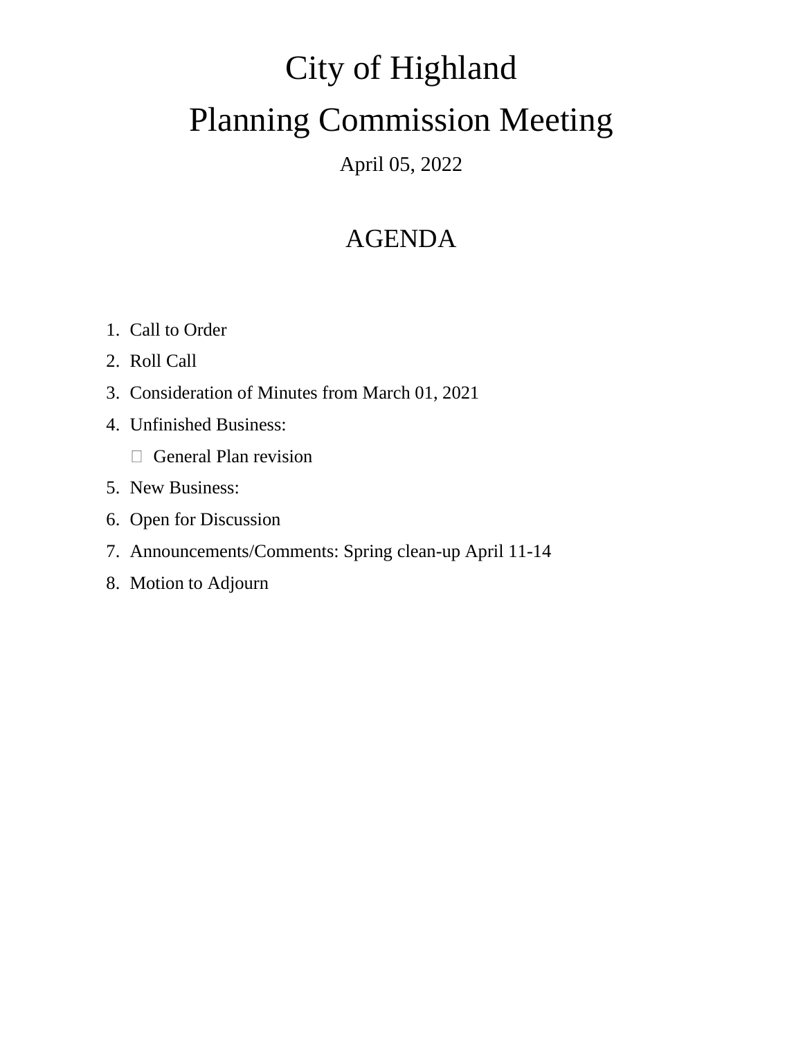# City of Highland

# Planning Commission Meeting

April 05, 2022

## AGENDA

1. Call to Order
2. Roll Call
3. Consideration of Minutes from March 01, 2021
4. Unfinished Business:
   - General Plan revision
5. New Business:
6. Open for Discussion
7. Announcements/Comments: Spring clean-up April 11-14
8. Motion to Adjourn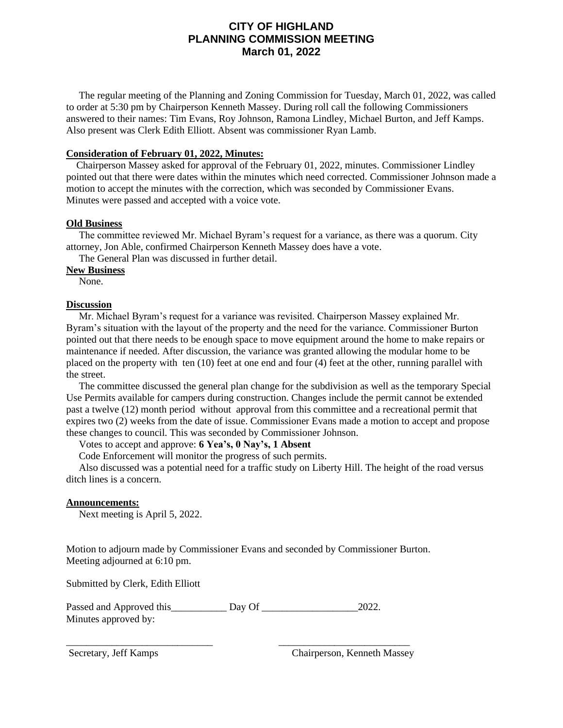# CITY OF HIGHLAND
# PLANNING COMMISSION MEETING
# March 01, 2022

The regular meeting of the Planning and Zoning Commission for Tuesday, March 01, 2022, was called to order at 5:30 pm by Chairperson Kenneth Massey. During roll call the following Commissioners answered to their names: Tim Evans, Roy Johnson, Ramona Lindley, Michael Burton, and Jeff Kamps. Also present was Clerk Edith Elliott. Absent was commissioner Ryan Lamb.

**Consideration of February 01, 2022, Minutes:**

Chairperson Massey asked for approval of the February 01, 2022, minutes. Commissioner Lindley pointed out that there were dates within the minutes which need corrected. Commissioner Johnson made a motion to accept the minutes with the correction, which was seconded by Commissioner Evans. Minutes were passed and accepted with a voice vote.

**Old Business**

The committee reviewed Mr. Michael Byram's request for a variance, as there was a quorum. City attorney, Jon Able, confirmed Chairperson Kenneth Massey does have a vote.

The General Plan was discussed in further detail.

**New Business**

None.

**Discussion**

Mr. Michael Byram's request for a variance was revisited. Chairperson Massey explained Mr. Byram's situation with the layout of the property and the need for the variance. Commissioner Burton pointed out that there needs to be enough space to move equipment around the home to make repairs or maintenance if needed. After discussion, the variance was granted allowing the modular home to be placed on the property with ten (10) feet at one end and four (4) feet at the other, running parallel with the street.

The committee discussed the general plan change for the subdivision as well as the temporary Special Use Permits available for campers during construction. Changes include the permit cannot be extended past a twelve (12) month period without approval from this committee and a recreational permit that expires two (2) weeks from the date of issue. Commissioner Evans made a motion to accept and propose these changes to council. This was seconded by Commissioner Johnson.

Votes to accept and approve: **6 Yea's, 0 Nay's, 1 Absent**

Code Enforcement will monitor the progress of such permits.

Also discussed was a potential need for a traffic study on Liberty Hill. The height of the road versus ditch lines is a concern.

**Announcements:**

Next meeting is April 5, 2022.

Motion to adjourn made by Commissioner Evans and seconded by Commissioner Burton.
Meeting adjourned at 6:10 pm.

Submitted by Clerk, Edith Elliott

Passed and Approved this___________ Day Of ___________________2022.
Minutes approved by:

_____________________________ Secretary, Jeff Kamps

_____________________________ Chairperson, Kenneth Massey